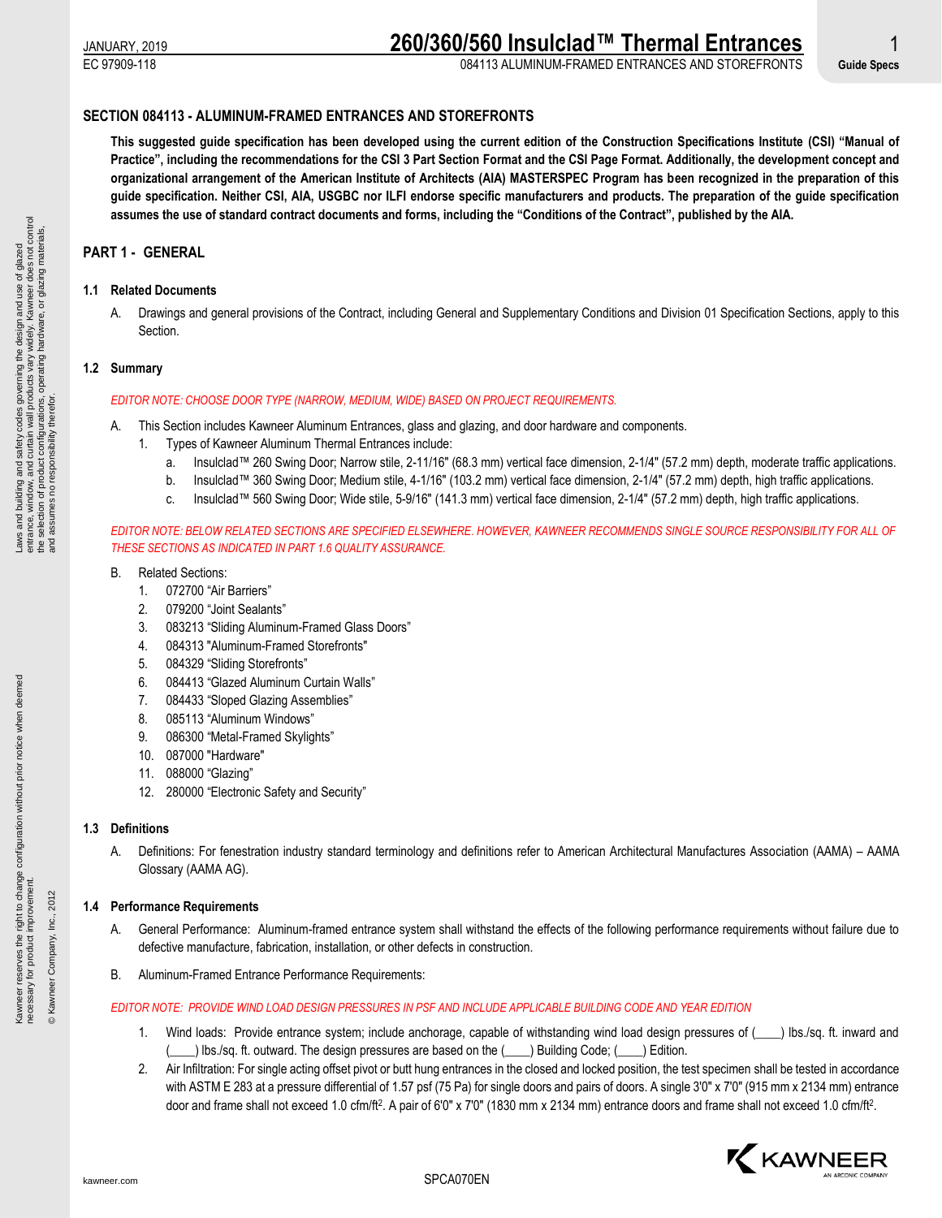## SECTION 084113 - ALUMINUM-FRAMED ENTRANCES AND STOREFRONTS

**This suggested guide specification has been developed using the current edition of the Construction Specifications Institute (CSI) "Manual of Practice", including the recommendations for the CSI 3 Part Section Format and the CSI Page Format. Additionally, the development concept and organizational arrangement of the American Institute of Architects (AIA) MASTERSPEC Program has been recognized in the preparation of this guide specification. Neither CSI, AIA, USGBC nor ILFI endorse specific manufacturers and products. The preparation of the guide specification assumes the use of standard contract documents and forms, including the "Conditions of the Contract", published by the AIA.**

## PART 1 - GENERAL

### 1.1 Related Documents

A. Drawings and general provisions of the Contract, including General and Supplementary Conditions and Division 01 Specification Sections, apply to this Section.

### 1.2 Summary

*EDITOR NOTE: CHOOSE DOOR TYPE (NARROW, MEDIUM, WIDE) BASED ON PROJECT REQUIREMENTS.*

A. This Section includes Kawneer Aluminum Entrances, glass and glazing, and door hardware and components.
   1. Types of Kawneer Aluminum Thermal Entrances include:
      a. Insulclad™ 260 Swing Door; Narrow stile, 2-11/16" (68.3 mm) vertical face dimension, 2-1/4" (57.2 mm) depth, moderate traffic applications.
      b. Insulclad™ 360 Swing Door; Medium stile, 4-1/16" (103.2 mm) vertical face dimension, 2-1/4" (57.2 mm) depth, high traffic applications.
      c. Insulclad™ 560 Swing Door; Wide stile, 5-9/16" (141.3 mm) vertical face dimension, 2-1/4" (57.2 mm) depth, high traffic applications.

*EDITOR NOTE: BELOW RELATED SECTIONS ARE SPECIFIED ELSEWHERE. HOWEVER, KAWNEER RECOMMENDS SINGLE SOURCE RESPONSIBILITY FOR ALL OF THESE SECTIONS AS INDICATED IN PART 1.6 QUALITY ASSURANCE.*

B. Related Sections:
   1. 072700 "Air Barriers"
   2. 079200 "Joint Sealants"
   3. 083213 "Sliding Aluminum-Framed Glass Doors"
   4. 084313 "Aluminum-Framed Storefronts"
   5. 084329 "Sliding Storefronts"
   6. 084413 "Glazed Aluminum Curtain Walls"
   7. 084433 "Sloped Glazing Assemblies"
   8. 085113 "Aluminum Windows"
   9. 086300 "Metal-Framed Skylights"
   10. 087000 "Hardware"
   11. 088000 "Glazing"
   12. 280000 "Electronic Safety and Security"

### 1.3 Definitions

A. Definitions: For fenestration industry standard terminology and definitions refer to American Architectural Manufactures Association (AAMA) – AAMA Glossary (AAMA AG).

### 1.4 Performance Requirements

A. General Performance: Aluminum-framed entrance system shall withstand the effects of the following performance requirements without failure due to defective manufacture, fabrication, installation, or other defects in construction.

B. Aluminum-Framed Entrance Performance Requirements:

*EDITOR NOTE: PROVIDE WIND LOAD DESIGN PRESSURES IN PSF AND INCLUDE APPLICABLE BUILDING CODE AND YEAR EDITION*

   1. Wind loads: Provide entrance system; include anchorage, capable of withstanding wind load design pressures of (____) lbs./sq. ft. inward and (____) lbs./sq. ft. outward. The design pressures are based on the (____) Building Code; (____) Edition.
   2. Air Infiltration: For single acting offset pivot or butt hung entrances in the closed and locked position, the test specimen shall be tested in accordance with ASTM E 283 at a pressure differential of 1.57 psf (75 Pa) for single doors and pairs of doors. A single 3'0" x 7'0" (915 mm x 2134 mm) entrance door and frame shall not exceed 1.0 cfm/ft$^2$. A pair of 6'0" x 7'0" (1830 mm x 2134 mm) entrance doors and frame shall not exceed 1.0 cfm/ft$^2$.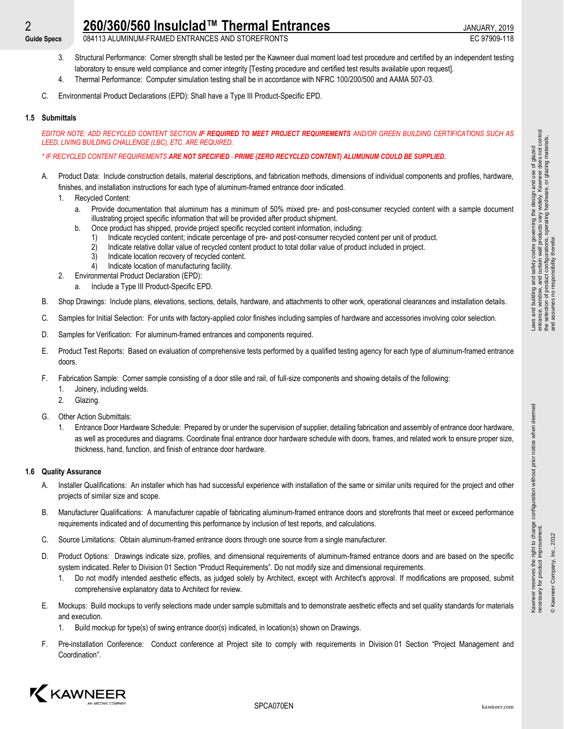3. Structural Performance: Corner strength shall be tested per the Kawneer dual moment load test procedure and certified by an independent testing laboratory to ensure weld compliance and corner integrity [Testing procedure and certified test results available upon request].
4. Thermal Performance: Computer simulation testing shall be in accordance with NFRC 100/200/500 and AAMA 507-03.

C. Environmental Product Declarations (EPD): Shall have a Type III Product-Specific EPD.

### 1.5 Submittals

*EDITOR NOTE: ADD RECYCLED CONTENT SECTION **IF REQUIRED TO MEET PROJECT REQUIREMENTS** AND/OR GREEN BUILDING CERTIFICATIONS SUCH AS LEED, LIVING BUILDING CHALLENGE (LBC), ETC. ARE REQUIRED.*

*\* IF RECYCLED CONTENT REQUIREMENTS **ARE NOT SPECIFIED - PRIME (ZERO RECYCLED CONTENT) ALUMUNUM COULD BE SUPPLIED.***

A. Product Data: Include construction details, material descriptions, and fabrication methods, dimensions of individual components and profiles, hardware, finishes, and installation instructions for each type of aluminum-framed entrance door indicated.
   1. Recycled Content:
      a. Provide documentation that aluminum has a minimum of 50% mixed pre- and post-consumer recycled content with a sample document illustrating project specific information that will be provided after product shipment.
      b. Once product has shipped, provide project specific recycled content information, including:
         1) Indicate recycled content; indicate percentage of pre- and post-consumer recycled content per unit of product.
         2) Indicate relative dollar value of recycled content product to total dollar value of product included in project.
         3) Indicate location recovery of recycled content.
         4) Indicate location of manufacturing facility.
   2. Environmental Product Declaration (EPD):
      a. Include a Type III Product-Specific EPD.

B. Shop Drawings: Include plans, elevations, sections, details, hardware, and attachments to other work, operational clearances and installation details.

C. Samples for Initial Selection: For units with factory-applied color finishes including samples of hardware and accessories involving color selection.

D. Samples for Verification: For aluminum-framed entrances and components required.

E. Product Test Reports: Based on evaluation of comprehensive tests performed by a qualified testing agency for each type of aluminum-framed entrance doors.

F. Fabrication Sample: Corner sample consisting of a door stile and rail, of full-size components and showing details of the following:
   1. Joinery, including welds.
   2. Glazing.

G. Other Action Submittals:
   1. Entrance Door Hardware Schedule: Prepared by or under the supervision of supplier, detailing fabrication and assembly of entrance door hardware, as well as procedures and diagrams. Coordinate final entrance door hardware schedule with doors, frames, and related work to ensure proper size, thickness, hand, function, and finish of entrance door hardware.

### 1.6 Quality Assurance

A. Installer Qualifications: An installer which has had successful experience with installation of the same or similar units required for the project and other projects of similar size and scope.

B. Manufacturer Qualifications: A manufacturer capable of fabricating aluminum-framed entrance doors and storefronts that meet or exceed performance requirements indicated and of documenting this performance by inclusion of test reports, and calculations.

C. Source Limitations: Obtain aluminum-framed entrance doors through one source from a single manufacturer.

D. Product Options: Drawings indicate size, profiles, and dimensional requirements of aluminum-framed entrance doors and are based on the specific system indicated. Refer to Division 01 Section "Product Requirements". Do not modify size and dimensional requirements.
   1. Do not modify intended aesthetic effects, as judged solely by Architect, except with Architect's approval. If modifications are proposed, submit comprehensive explanatory data to Architect for review.

E. Mockups: Build mockups to verify selections made under sample submittals and to demonstrate aesthetic effects and set quality standards for materials and execution.
   1. Build mockup for type(s) of swing entrance door(s) indicated, in location(s) shown on Drawings.

F. Pre-installation Conference: Conduct conference at Project site to comply with requirements in Division 01 Section "Project Management and Coordination".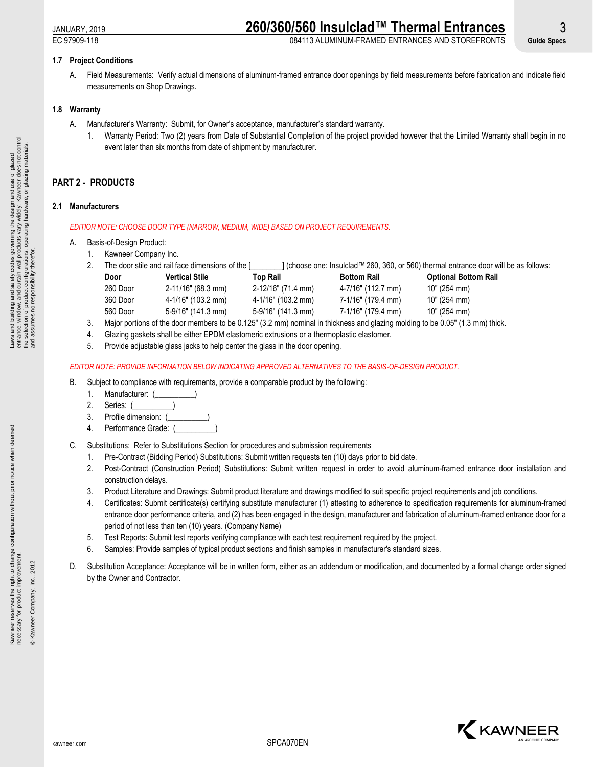### 1.7 Project Conditions

A. Field Measurements: Verify actual dimensions of aluminum-framed entrance door openings by field measurements before fabrication and indicate field measurements on Shop Drawings.

### 1.8 Warranty

A. Manufacturer's Warranty: Submit, for Owner's acceptance, manufacturer's standard warranty.
   1. Warranty Period: Two (2) years from Date of Substantial Completion of the project provided however that the Limited Warranty shall begin in no event later than six months from date of shipment by manufacturer.

## PART 2 - PRODUCTS

### 2.1 Manufacturers

*EDITIOR NOTE: CHOOSE DOOR TYPE (NARROW, MEDIUM, WIDE) BASED ON PROJECT REQUIREMENTS.*

A. Basis-of-Design Product:
   1. Kawneer Company Inc.
   2. The door stile and rail face dimensions of the [________] (choose one: Insulclad™ 260, 360, or 560) thermal entrance door will be as follows:

| Door | Vertical Stile | Top Rail | Bottom Rail | Optional Bottom Rail |
|---|---|---|---|---|
| 260 Door | 2-11/16" (68.3 mm) | 2-12/16" (71.4 mm) | 4-7/16" (112.7 mm) | 10" (254 mm) |
| 360 Door | 4-1/16" (103.2 mm) | 4-1/16" (103.2 mm) | 7-1/16" (179.4 mm) | 10" (254 mm) |
| 560 Door | 5-9/16" (141.3 mm) | 5-9/16" (141.3 mm) | 7-1/16" (179.4 mm) | 10" (254 mm) |

   3. Major portions of the door members to be 0.125" (3.2 mm) nominal in thickness and glazing molding to be 0.05" (1.3 mm) thick.
   4. Glazing gaskets shall be either EPDM elastomeric extrusions or a thermoplastic elastomer.
   5. Provide adjustable glass jacks to help center the glass in the door opening.

*EDITOR NOTE: PROVIDE INFORMATION BELOW INDICATING APPROVED ALTERNATIVES TO THE BASIS-OF-DESIGN PRODUCT.*

B. Subject to compliance with requirements, provide a comparable product by the following:
   1. Manufacturer: (__________)
   2. Series: (__________)
   3. Profile dimension: (__________)
   4. Performance Grade: (__________)

C. Substitutions: Refer to Substitutions Section for procedures and submission requirements
   1. Pre-Contract (Bidding Period) Substitutions: Submit written requests ten (10) days prior to bid date.
   2. Post-Contract (Construction Period) Substitutions: Submit written request in order to avoid aluminum-framed entrance door installation and construction delays.
   3. Product Literature and Drawings: Submit product literature and drawings modified to suit specific project requirements and job conditions.
   4. Certificates: Submit certificate(s) certifying substitute manufacturer (1) attesting to adherence to specification requirements for aluminum-framed entrance door performance criteria, and (2) has been engaged in the design, manufacturer and fabrication of aluminum-framed entrance door for a period of not less than ten (10) years. (Company Name)
   5. Test Reports: Submit test reports verifying compliance with each test requirement required by the project.
   6. Samples: Provide samples of typical product sections and finish samples in manufacturer's standard sizes.

D. Substitution Acceptance: Acceptance will be in written form, either as an addendum or modification, and documented by a formal change order signed by the Owner and Contractor.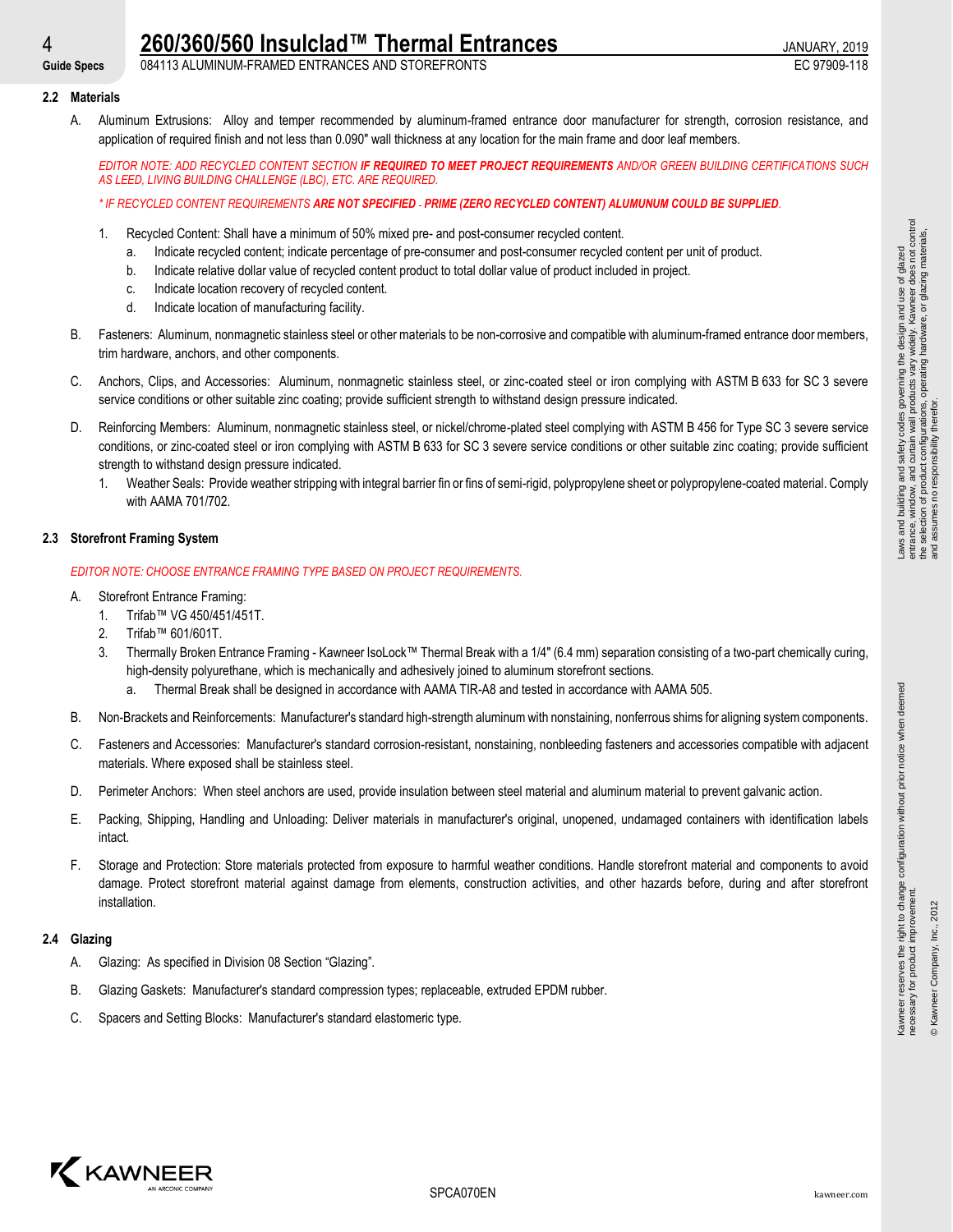## 2.2 Materials

A. Aluminum Extrusions: Alloy and temper recommended by aluminum-framed entrance door manufacturer for strength, corrosion resistance, and application of required finish and not less than 0.090" wall thickness at any location for the main frame and door leaf members.

*EDITOR NOTE: ADD RECYCLED CONTENT SECTION **IF REQUIRED TO MEET PROJECT REQUIREMENTS** AND/OR GREEN BUILDING CERTIFICATIONS SUCH AS LEED, LIVING BUILDING CHALLENGE (LBC), ETC. ARE REQUIRED.*

*\* IF RECYCLED CONTENT REQUIREMENTS **ARE NOT SPECIFIED - PRIME (ZERO RECYCLED CONTENT) ALUMUNUM COULD BE SUPPLIED**.*

1. Recycled Content: Shall have a minimum of 50% mixed pre- and post-consumer recycled content.
   a. Indicate recycled content; indicate percentage of pre-consumer and post-consumer recycled content per unit of product.
   b. Indicate relative dollar value of recycled content product to total dollar value of product included in project.
   c. Indicate location recovery of recycled content.
   d. Indicate location of manufacturing facility.

B. Fasteners: Aluminum, nonmagnetic stainless steel or other materials to be non-corrosive and compatible with aluminum-framed entrance door members, trim hardware, anchors, and other components.

C. Anchors, Clips, and Accessories: Aluminum, nonmagnetic stainless steel, or zinc-coated steel or iron complying with ASTM B 633 for SC 3 severe service conditions or other suitable zinc coating; provide sufficient strength to withstand design pressure indicated.

D. Reinforcing Members: Aluminum, nonmagnetic stainless steel, or nickel/chrome-plated steel complying with ASTM B 456 for Type SC 3 severe service conditions, or zinc-coated steel or iron complying with ASTM B 633 for SC 3 severe service conditions or other suitable zinc coating; provide sufficient strength to withstand design pressure indicated.

1. Weather Seals: Provide weather stripping with integral barrier fin or fins of semi-rigid, polypropylene sheet or polypropylene-coated material. Comply with AAMA 701/702.

## 2.3 Storefront Framing System

*EDITOR NOTE: CHOOSE ENTRANCE FRAMING TYPE BASED ON PROJECT REQUIREMENTS.*

A. Storefront Entrance Framing:
1. Trifab™ VG 450/451/451T.
2. Trifab™ 601/601T.
3. Thermally Broken Entrance Framing - Kawneer IsoLock™ Thermal Break with a 1/4" (6.4 mm) separation consisting of a two-part chemically curing, high-density polyurethane, which is mechanically and adhesively joined to aluminum storefront sections.
   a. Thermal Break shall be designed in accordance with AAMA TIR-A8 and tested in accordance with AAMA 505.

B. Non-Brackets and Reinforcements: Manufacturer's standard high-strength aluminum with nonstaining, nonferrous shims for aligning system components.

C. Fasteners and Accessories: Manufacturer's standard corrosion-resistant, nonstaining, nonbleeding fasteners and accessories compatible with adjacent materials. Where exposed shall be stainless steel.

D. Perimeter Anchors: When steel anchors are used, provide insulation between steel material and aluminum material to prevent galvanic action.

E. Packing, Shipping, Handling and Unloading: Deliver materials in manufacturer's original, unopened, undamaged containers with identification labels intact.

F. Storage and Protection: Store materials protected from exposure to harmful weather conditions. Handle storefront material and components to avoid damage. Protect storefront material against damage from elements, construction activities, and other hazards before, during and after storefront installation.

## 2.4 Glazing

A. Glazing: As specified in Division 08 Section "Glazing".

B. Glazing Gaskets: Manufacturer's standard compression types; replaceable, extruded EPDM rubber.

C. Spacers and Setting Blocks: Manufacturer's standard elastomeric type.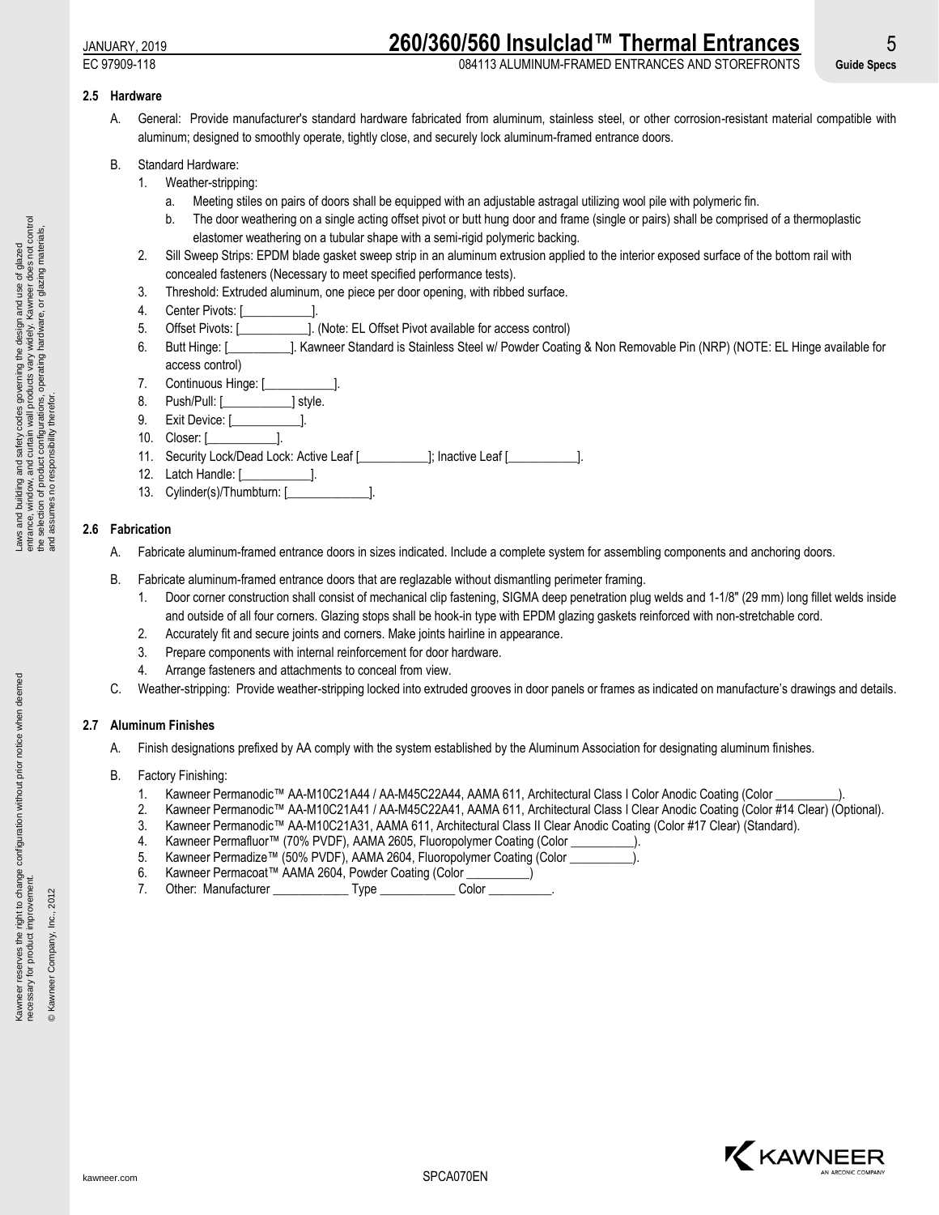### 2.5 Hardware

A. General: Provide manufacturer's standard hardware fabricated from aluminum, stainless steel, or other corrosion-resistant material compatible with aluminum; designed to smoothly operate, tightly close, and securely lock aluminum-framed entrance doors.

B. Standard Hardware:

1. Weather-stripping:
   a. Meeting stiles on pairs of doors shall be equipped with an adjustable astragal utilizing wool pile with polymeric fin.
   b. The door weathering on a single acting offset pivot or butt hung door and frame (single or pairs) shall be comprised of a thermoplastic elastomer weathering on a tubular shape with a semi-rigid polymeric backing.
2. Sill Sweep Strips: EPDM blade gasket sweep strip in an aluminum extrusion applied to the interior exposed surface of the bottom rail with concealed fasteners (Necessary to meet specified performance tests).
3. Threshold: Extruded aluminum, one piece per door opening, with ribbed surface.
4. Center Pivots: [___________].
5. Offset Pivots: [___________]. (Note: EL Offset Pivot available for access control)
6. Butt Hinge: [__________]. Kawneer Standard is Stainless Steel w/ Powder Coating & Non Removable Pin (NRP) (NOTE: EL Hinge available for access control)
7. Continuous Hinge: [___________].
8. Push/Pull: [___________] style.
9. Exit Device: [___________].
10. Closer: [___________].
11. Security Lock/Dead Lock: Active Leaf [___________]; Inactive Leaf [___________].
12. Latch Handle: [___________].
13. Cylinder(s)/Thumbturn: [_____________].

### 2.6 Fabrication

A. Fabricate aluminum-framed entrance doors in sizes indicated. Include a complete system for assembling components and anchoring doors.

B. Fabricate aluminum-framed entrance doors that are reglazable without dismantling perimeter framing.

1. Door corner construction shall consist of mechanical clip fastening, SIGMA deep penetration plug welds and 1-1/8" (29 mm) long fillet welds inside and outside of all four corners. Glazing stops shall be hook-in type with EPDM glazing gaskets reinforced with non-stretchable cord.
2. Accurately fit and secure joints and corners. Make joints hairline in appearance.
3. Prepare components with internal reinforcement for door hardware.
4. Arrange fasteners and attachments to conceal from view.

C. Weather-stripping: Provide weather-stripping locked into extruded grooves in door panels or frames as indicated on manufacture's drawings and details.

### 2.7 Aluminum Finishes

A. Finish designations prefixed by AA comply with the system established by the Aluminum Association for designating aluminum finishes.

B. Factory Finishing:

1. Kawneer Permanodic™ AA-M10C21A44 / AA-M45C22A44, AAMA 611, Architectural Class I Color Anodic Coating (Color __________).
2. Kawneer Permanodic™ AA-M10C21A41 / AA-M45C22A41, AAMA 611, Architectural Class I Clear Anodic Coating (Color #14 Clear) (Optional).
3. Kawneer Permanodic™ AA-M10C21A31, AAMA 611, Architectural Class II Clear Anodic Coating (Color #17 Clear) (Standard).
4. Kawneer Permafluor™ (70% PVDF), AAMA 2605, Fluoropolymer Coating (Color __________).
5. Kawneer Permadize™ (50% PVDF), AAMA 2604, Fluoropolymer Coating (Color __________).
6. Kawneer Permacoat™ AAMA 2604, Powder Coating (Color __________)
7. Other: Manufacturer ____________ Type ____________ Color __________.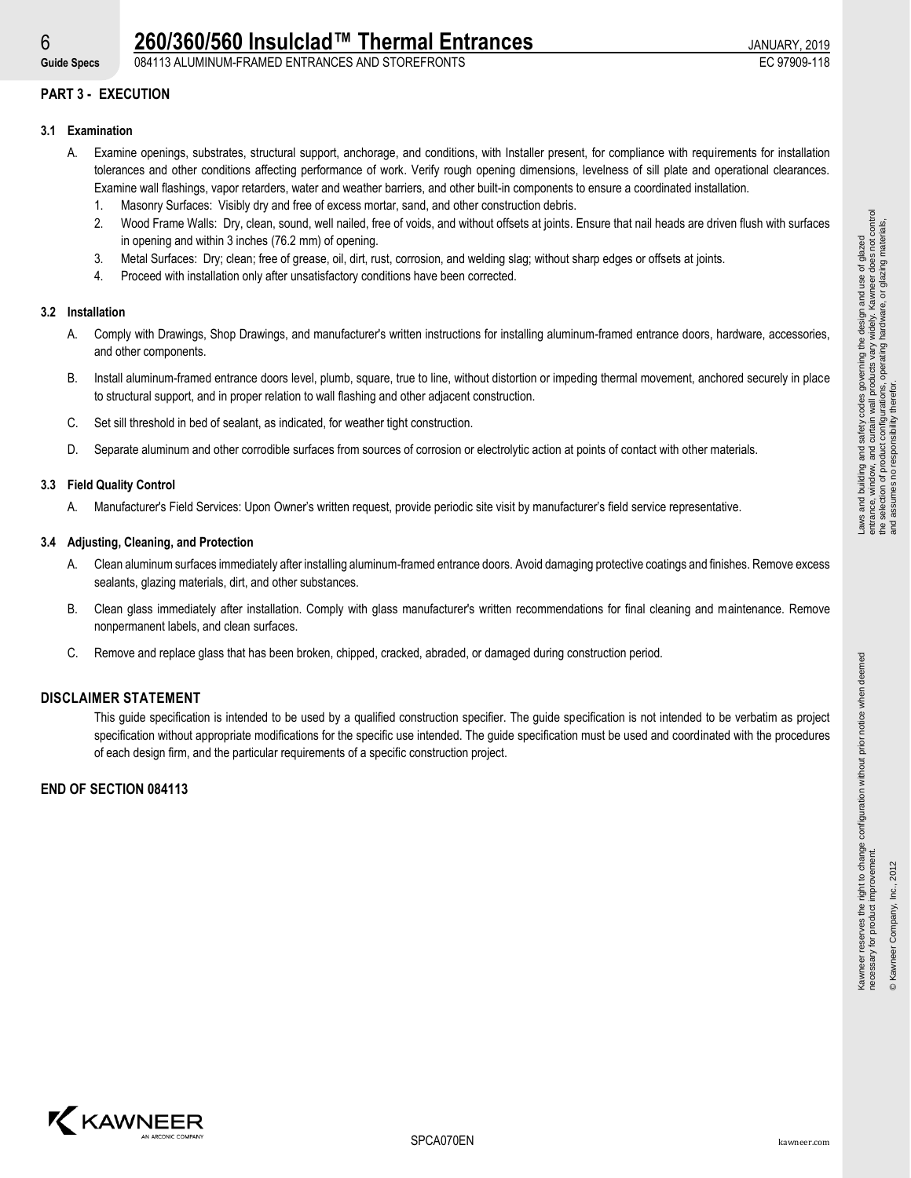## PART 3 - EXECUTION

### 3.1 Examination

A. Examine openings, substrates, structural support, anchorage, and conditions, with Installer present, for compliance with requirements for installation tolerances and other conditions affecting performance of work. Verify rough opening dimensions, levelness of sill plate and operational clearances. Examine wall flashings, vapor retarders, water and weather barriers, and other built-in components to ensure a coordinated installation.

1. Masonry Surfaces: Visibly dry and free of excess mortar, sand, and other construction debris.
2. Wood Frame Walls: Dry, clean, sound, well nailed, free of voids, and without offsets at joints. Ensure that nail heads are driven flush with surfaces in opening and within 3 inches (76.2 mm) of opening.
3. Metal Surfaces: Dry; clean; free of grease, oil, dirt, rust, corrosion, and welding slag; without sharp edges or offsets at joints.
4. Proceed with installation only after unsatisfactory conditions have been corrected.

### 3.2 Installation

A. Comply with Drawings, Shop Drawings, and manufacturer's written instructions for installing aluminum-framed entrance doors, hardware, accessories, and other components.

B. Install aluminum-framed entrance doors level, plumb, square, true to line, without distortion or impeding thermal movement, anchored securely in place to structural support, and in proper relation to wall flashing and other adjacent construction.

C. Set sill threshold in bed of sealant, as indicated, for weather tight construction.

D. Separate aluminum and other corrodible surfaces from sources of corrosion or electrolytic action at points of contact with other materials.

### 3.3 Field Quality Control

A. Manufacturer's Field Services: Upon Owner's written request, provide periodic site visit by manufacturer's field service representative.

### 3.4 Adjusting, Cleaning, and Protection

A. Clean aluminum surfaces immediately after installing aluminum-framed entrance doors. Avoid damaging protective coatings and finishes. Remove excess sealants, glazing materials, dirt, and other substances.

B. Clean glass immediately after installation. Comply with glass manufacturer's written recommendations for final cleaning and maintenance. Remove nonpermanent labels, and clean surfaces.

C. Remove and replace glass that has been broken, chipped, cracked, abraded, or damaged during construction period.

## DISCLAIMER STATEMENT

This guide specification is intended to be used by a qualified construction specifier. The guide specification is not intended to be verbatim as project specification without appropriate modifications for the specific use intended. The guide specification must be used and coordinated with the procedures of each design firm, and the particular requirements of a specific construction project.

## END OF SECTION 084113

Laws and building and safety codes governing the design and use of glazed entrance, window, and curtain wall products vary widely. Kawneer does not control the selection of product configurations, operating hardware, or glazing materials, and assumes no responsibility therefor.

Kawneer reserves the right to change configuration without prior notice when deemed necessary for product improvement.

© Kawneer Company, Inc., 2012